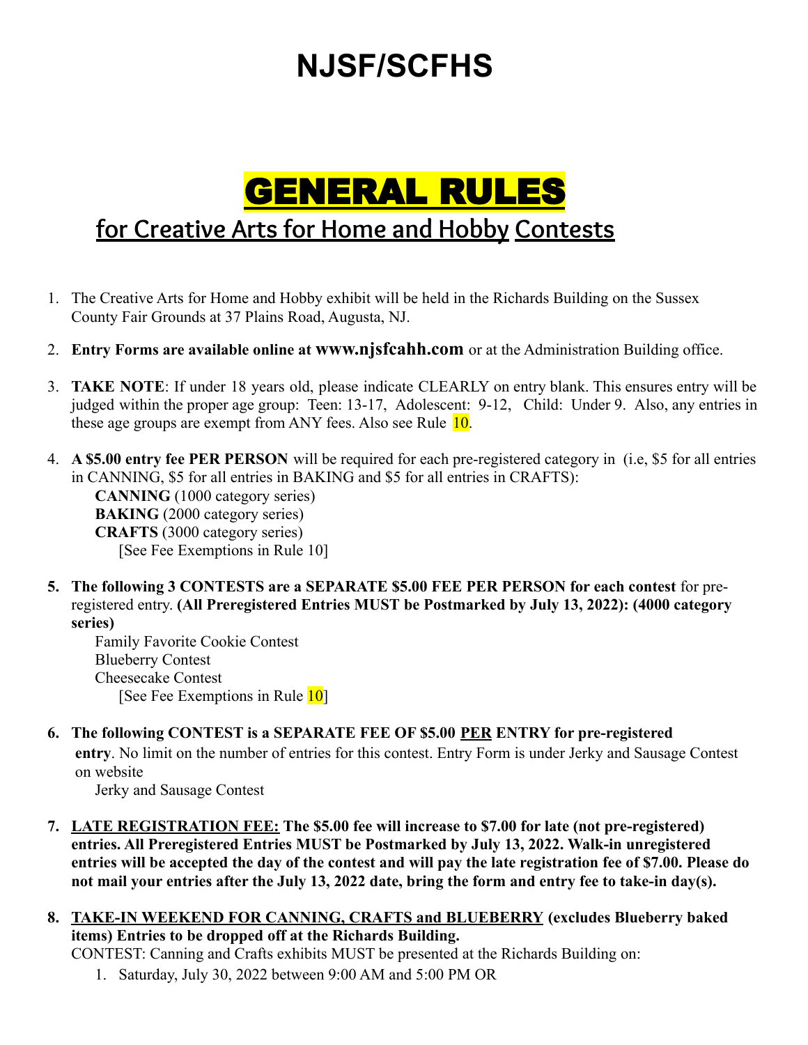# NJSF/SCFHS

# GENERAL RULES

## for Creative Arts for Home and Hobby Contests

1. The Creative Arts for Home and Hobby exhibit will be held in the Richards Building on the Sussex County Fair Grounds at 37 Plains Road, Augusta, NJ.

2. **Entry Forms are available online at www.njsfcahh.com** or at the Administration Building office.

3. **TAKE NOTE**: If under 18 years old, please indicate CLEARLY on entry blank. This ensures entry will be judged within the proper age group: Teen: 13-17, Adolescent: 9-12, Child: Under 9. Also, any entries in these age groups are exempt from ANY fees. Also see Rule 10.

4. **A $5.00 entry fee PER PERSON** will be required for each pre-registered category in (i.e, $5 for all entries in CANNING, $5 for all entries in BAKING and $5 for all entries in CRAFTS):
   **CANNING** (1000 category series)
   **BAKING** (2000 category series)
   **CRAFTS** (3000 category series)
   [See Fee Exemptions in Rule 10]

5. **The following 3 CONTESTS are a SEPARATE $5.00 FEE PER PERSON for each contest** for pre-registered entry. **(All Preregistered Entries MUST be Postmarked by July 13, 2022): (4000 category series)**
   Family Favorite Cookie Contest
   Blueberry Contest
   Cheesecake Contest
   [See Fee Exemptions in Rule 10]

6. **The following CONTEST is a SEPARATE FEE OF $5.00 PER ENTRY for pre-registered entry**. No limit on the number of entries for this contest. Entry Form is under Jerky and Sausage Contest on website
   Jerky and Sausage Contest

7. **LATE REGISTRATION FEE: The $5.00 fee will increase to $7.00 for late (not pre-registered) entries. All Preregistered Entries MUST be Postmarked by July 13, 2022. Walk-in unregistered entries will be accepted the day of the contest and will pay the late registration fee of $7.00. Please do not mail your entries after the July 13, 2022 date, bring the form and entry fee to take-in day(s).**

8. **TAKE-IN WEEKEND FOR CANNING, CRAFTS and BLUEBERRY (excludes Blueberry baked items) Entries to be dropped off at the Richards Building.**
   CONTEST: Canning and Crafts exhibits MUST be presented at the Richards Building on:
   1. Saturday, July 30, 2022 between 9:00 AM and 5:00 PM OR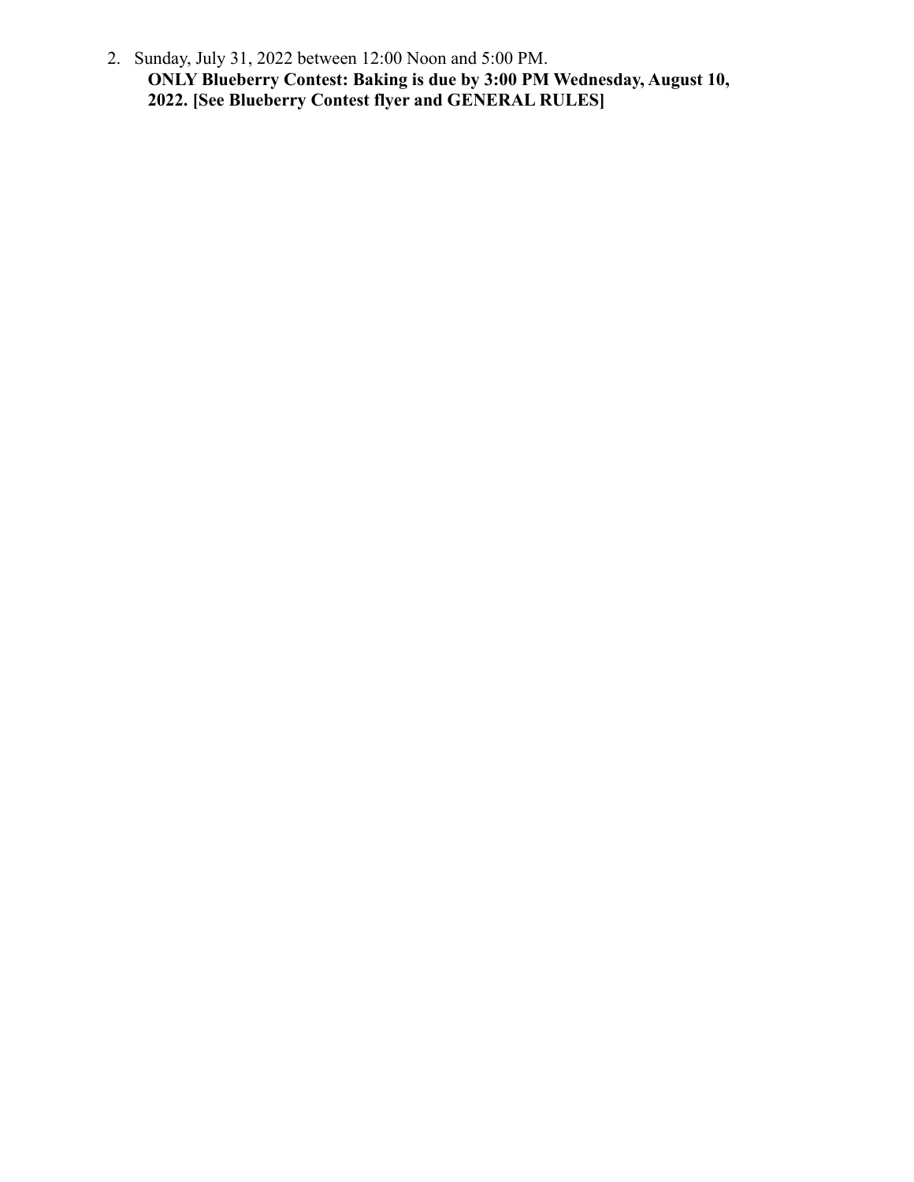2. Sunday, July 31, 2022 between 12:00 Noon and 5:00 PM.
   **ONLY Blueberry Contest: Baking is due by 3:00 PM Wednesday, August 10, 2022. [See Blueberry Contest flyer and GENERAL RULES]**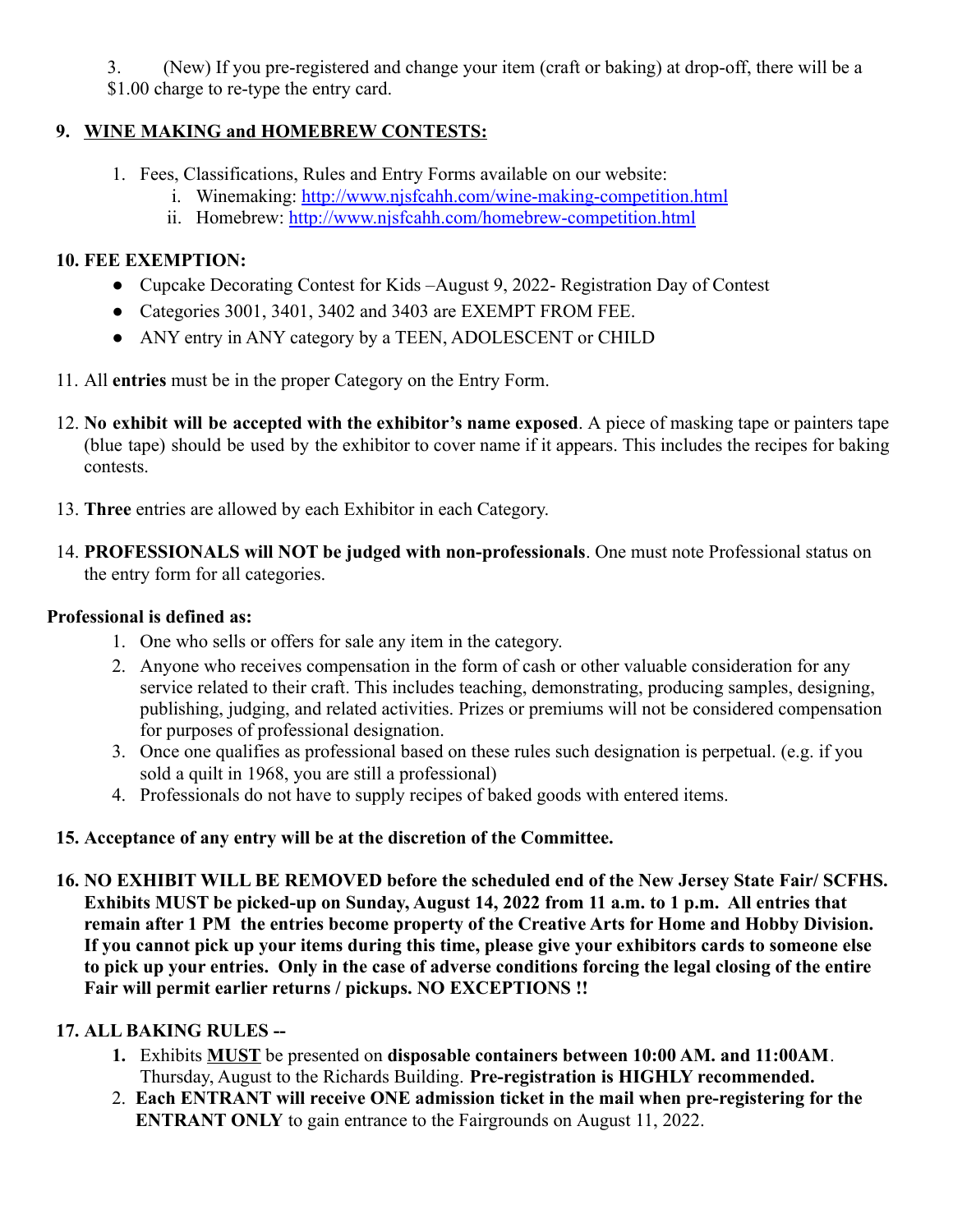3. (New) If you pre-registered and change your item (craft or baking) at drop-off, there will be a $1.00 charge to re-type the entry card.

**9. <u>WINE MAKING and HOMEBREW CONTESTS:</u>**

1. Fees, Classifications, Rules and Entry Forms available on our website:
   i. Winemaking: http://www.njsfcahh.com/wine-making-competition.html
   ii. Homebrew: http://www.njsfcahh.com/homebrew-competition.html

**10. FEE EXEMPTION:**

- Cupcake Decorating Contest for Kids –August 9, 2022- Registration Day of Contest
- Categories 3001, 3401, 3402 and 3403 are EXEMPT FROM FEE.
- ANY entry in ANY category by a TEEN, ADOLESCENT or CHILD

11. All **entries** must be in the proper Category on the Entry Form.

12. **No exhibit will be accepted with the exhibitor's name exposed**. A piece of masking tape or painters tape (blue tape) should be used by the exhibitor to cover name if it appears. This includes the recipes for baking contests.

13. **Three** entries are allowed by each Exhibitor in each Category.

14. **PROFESSIONALS will NOT be judged with non-professionals**. One must note Professional status on the entry form for all categories.

**Professional is defined as:**

1. One who sells or offers for sale any item in the category.
2. Anyone who receives compensation in the form of cash or other valuable consideration for any service related to their craft. This includes teaching, demonstrating, producing samples, designing, publishing, judging, and related activities. Prizes or premiums will not be considered compensation for purposes of professional designation.
3. Once one qualifies as professional based on these rules such designation is perpetual. (e.g. if you sold a quilt in 1968, you are still a professional)
4. Professionals do not have to supply recipes of baked goods with entered items.

**15. Acceptance of any entry will be at the discretion of the Committee.**

**16. NO EXHIBIT WILL BE REMOVED before the scheduled end of the New Jersey State Fair/ SCFHS. Exhibits MUST be picked-up on Sunday, August 14, 2022 from 11 a.m. to 1 p.m. All entries that remain after 1 PM the entries become property of the Creative Arts for Home and Hobby Division. If you cannot pick up your items during this time, please give your exhibitors cards to someone else to pick up your entries. Only in the case of adverse conditions forcing the legal closing of the entire Fair will permit earlier returns / pickups. NO EXCEPTIONS !!**

**17. ALL BAKING RULES --**

1. Exhibits **<u>MUST</u>** be presented on **disposable containers between 10:00 AM. and 11:00AM**. Thursday, August to the Richards Building. **Pre-registration is HIGHLY recommended.**
2. **Each ENTRANT will receive ONE admission ticket in the mail when pre-registering for the ENTRANT ONLY** to gain entrance to the Fairgrounds on August 11, 2022.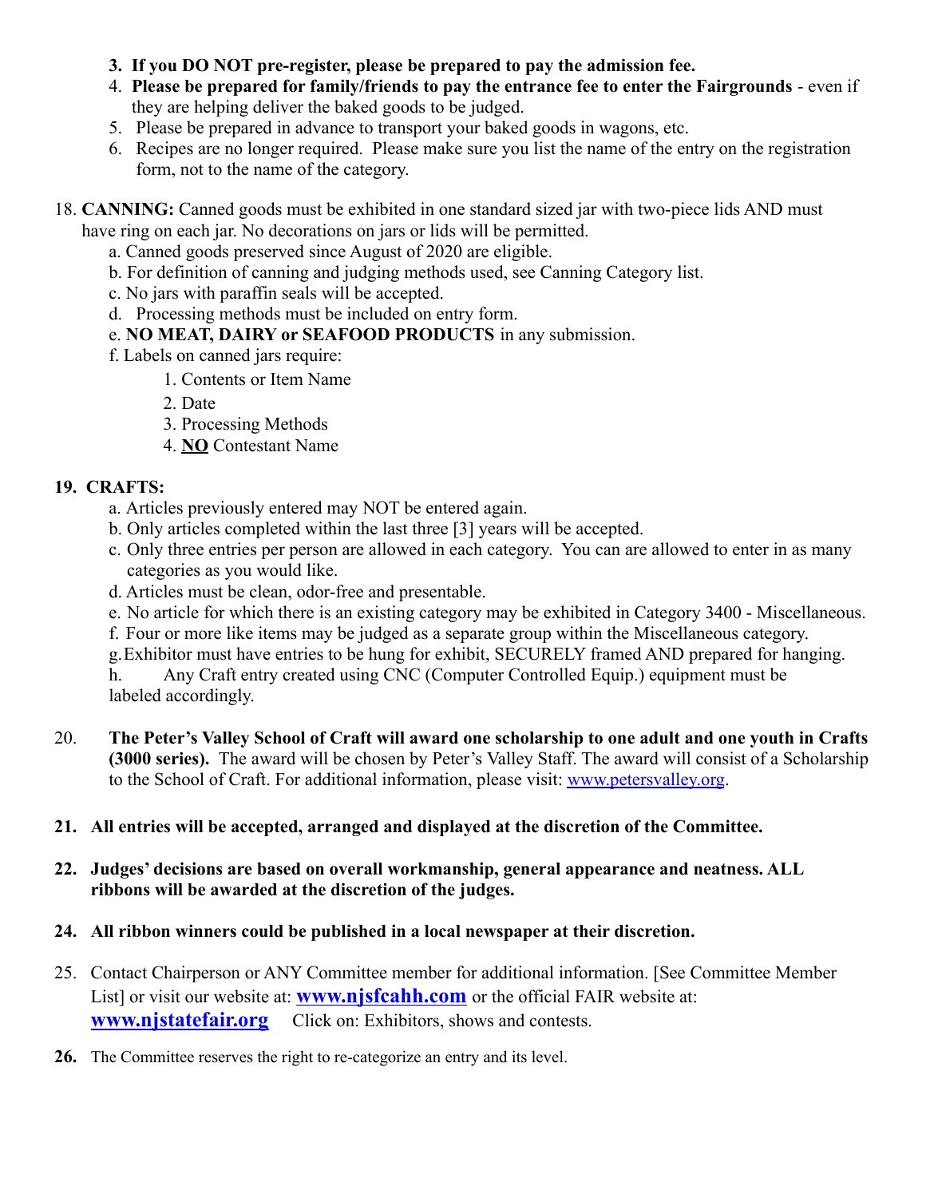3. **If you DO NOT pre-register, please be prepared to pay the admission fee.**
4. **Please be prepared for family/friends to pay the entrance fee to enter the Fairgrounds** - even if they are helping deliver the baked goods to be judged.
5. Please be prepared in advance to transport your baked goods in wagons, etc.
6. Recipes are no longer required. Please make sure you list the name of the entry on the registration form, not to the name of the category.

18. **CANNING:** Canned goods must be exhibited in one standard sized jar with two-piece lids AND must have ring on each jar. No decorations on jars or lids will be permitted.
    a. Canned goods preserved since August of 2020 are eligible.
    b. For definition of canning and judging methods used, see Canning Category list.
    c. No jars with paraffin seals will be accepted.
    d. Processing methods must be included on entry form.
    e. **NO MEAT, DAIRY or SEAFOOD PRODUCTS** in any submission.
    f. Labels on canned jars require:
        1. Contents or Item Name
        2. Date
        3. Processing Methods
        4. <u>**NO**</u> Contestant Name

19. **CRAFTS:**
    a. Articles previously entered may NOT be entered again.
    b. Only articles completed within the last three [3] years will be accepted.
    c. Only three entries per person are allowed in each category. You can are allowed to enter in as many categories as you would like.
    d. Articles must be clean, odor-free and presentable.
    e. No article for which there is an existing category may be exhibited in Category 3400 - Miscellaneous.
    f. Four or more like items may be judged as a separate group within the Miscellaneous category.
    g. Exhibitor must have entries to be hung for exhibit, SECURELY framed AND prepared for hanging.
    h. Any Craft entry created using CNC (Computer Controlled Equip.) equipment must be labeled accordingly.

20. **The Peter's Valley School of Craft will award one scholarship to one adult and one youth in Crafts (3000 series).** The award will be chosen by Peter's Valley Staff. The award will consist of a Scholarship to the School of Craft. For additional information, please visit: www.petersvalley.org.

21. **All entries will be accepted, arranged and displayed at the discretion of the Committee.**

22. **Judges' decisions are based on overall workmanship, general appearance and neatness. ALL ribbons will be awarded at the discretion of the judges.**

24. **All ribbon winners could be published in a local newspaper at their discretion.**

25. Contact Chairperson or ANY Committee member for additional information. [See Committee Member List] or visit our website at: **www.njsfcahh.com** or the official FAIR website at: **www.njstatefair.org** Click on: Exhibitors, shows and contests.

26. The Committee reserves the right to re-categorize an entry and its level.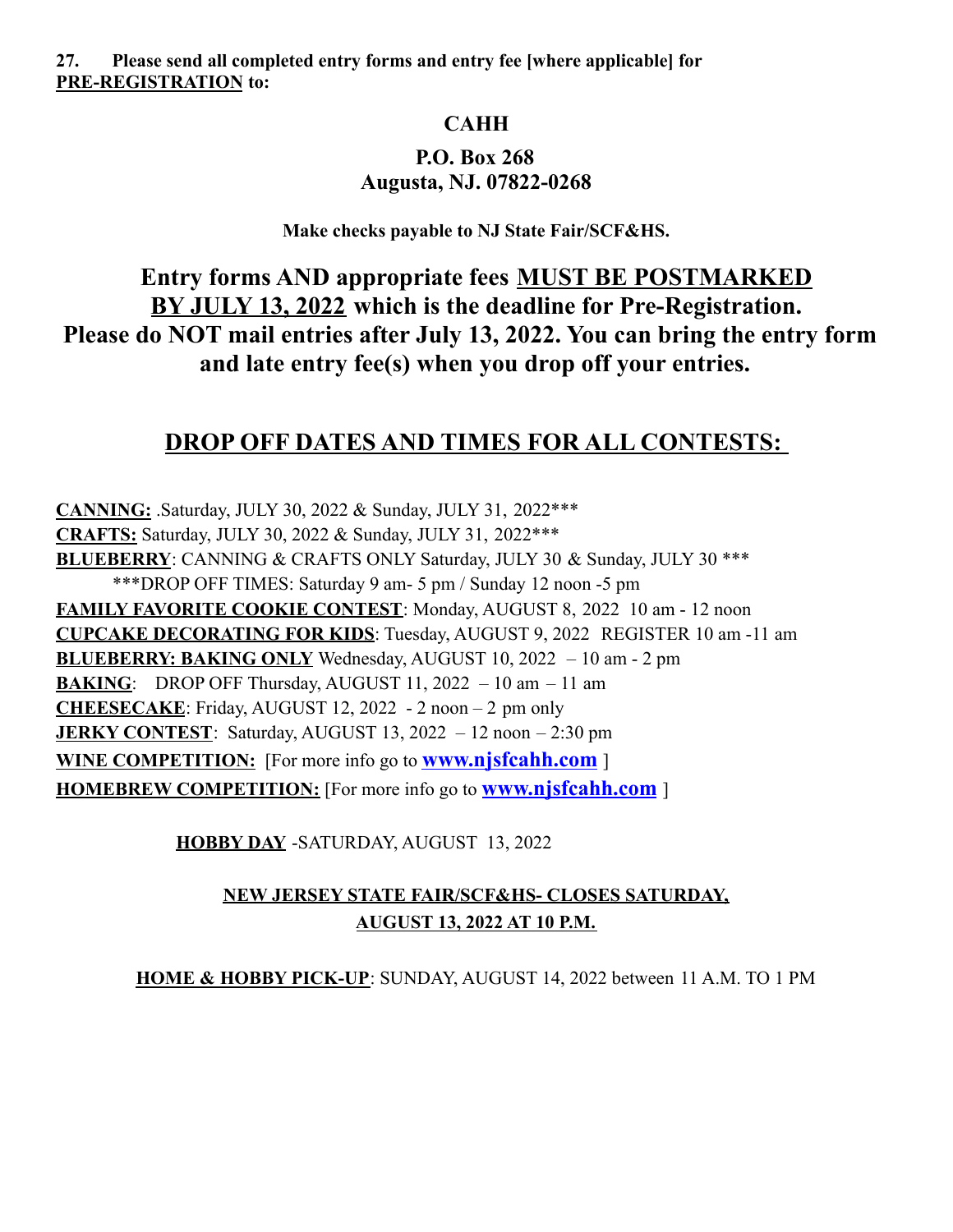**27. Please send all completed entry forms and entry fee [where applicable] for <u>PRE-REGISTRATION</u> to:**

**CAHH**

**P.O. Box 268**
**Augusta, N.J. 07822-0268**

**Make checks payable to NJ State Fair/SCF&HS.**

## Entry forms AND appropriate fees <u>MUST BE POSTMARKED BY JULY 13, 2022</u> which is the deadline for Pre-Registration. Please do NOT mail entries after July 13, 2022. You can bring the entry form and late entry fee(s) when you drop off your entries.

## <u>DROP OFF DATES AND TIMES FOR ALL CONTESTS:</u>

**<u>CANNING:</u>** .Saturday, JULY 30, 2022 & Sunday, JULY 31, 2022***
**<u>CRAFTS:</u>** Saturday, JULY 30, 2022 & Sunday, JULY 31, 2022***
**<u>BLUEBERRY</u>**: CANNING & CRAFTS ONLY Saturday, JULY 30 & Sunday, JULY 30 ***
***DROP OFF TIMES: Saturday 9 am- 5 pm / Sunday 12 noon -5 pm
**<u>FAMILY FAVORITE COOKIE CONTEST</u>**: Monday, AUGUST 8, 2022 10 am - 12 noon
**<u>CUPCAKE DECORATING FOR KIDS</u>**: Tuesday, AUGUST 9, 2022 REGISTER 10 am -11 am
**<u>BLUEBERRY: BAKING ONLY</u>** Wednesday, AUGUST 10, 2022 – 10 am - 2 pm
**<u>BAKING</u>**: DROP OFF Thursday, AUGUST 11, 2022 – 10 am – 11 am
**<u>CHEESECAKE</u>**: Friday, AUGUST 12, 2022 - 2 noon – 2 pm only
**<u>JERKY CONTEST</u>**: Saturday, AUGUST 13, 2022 – 12 noon – 2:30 pm
**<u>WINE COMPETITION:</u>** [For more info go to **www.njsfcahh.com** ]
**<u>HOMEBREW COMPETITION:</u>** [For more info go to **www.njsfcahh.com** ]

**<u>HOBBY DAY</u>** -SATURDAY, AUGUST 13, 2022

**<u>NEW JERSEY STATE FAIR/SCF&HS- CLOSES SATURDAY, AUGUST 13, 2022 AT 10 P.M.</u>**

**<u>HOME & HOBBY PICK-UP</u>**: SUNDAY, AUGUST 14, 2022 between 11 A.M. TO 1 PM